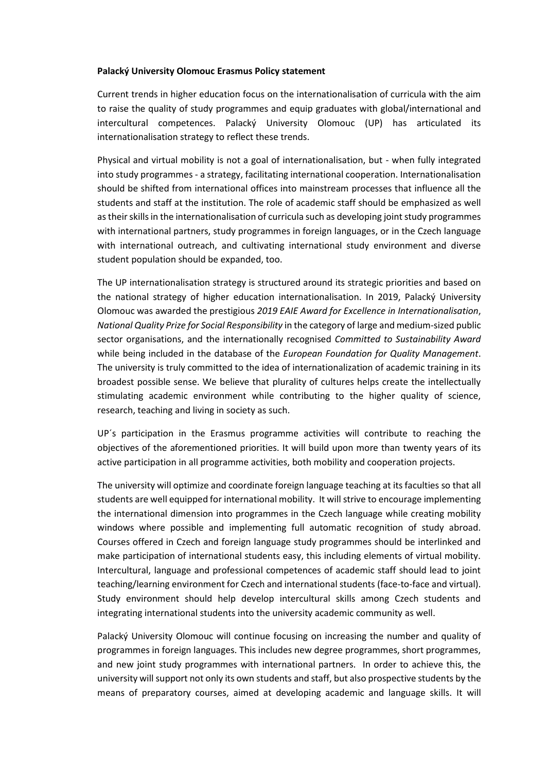**Palacký University Olomouc Erasmus Policy statement**

Current trends in higher education focus on the internationalisation of curricula with the aim to raise the quality of study programmes and equip graduates with global/international and intercultural competences. Palacký University Olomouc (UP) has articulated its internationalisation strategy to reflect these trends.

Physical and virtual mobility is not a goal of internationalisation, but - when fully integrated into study programmes - a strategy, facilitating international cooperation. Internationalisation should be shifted from international offices into mainstream processes that influence all the students and staff at the institution. The role of academic staff should be emphasized as well as their skills in the internationalisation of curricula such as developing joint study programmes with international partners, study programmes in foreign languages, or in the Czech language with international outreach, and cultivating international study environment and diverse student population should be expanded, too.

The UP internationalisation strategy is structured around its strategic priorities and based on the national strategy of higher education internationalisation. In 2019, Palacký University Olomouc was awarded the prestigious *2019 EAIE Award for Excellence in Internationalisation*, *National Quality Prize for Social Responsibility* in the category of large and medium-sized public sector organisations, and the internationally recognised *Committed to Sustainability Award* while being included in the database of the *European Foundation for Quality Management*. The university is truly committed to the idea of internationalization of academic training in its broadest possible sense. We believe that plurality of cultures helps create the intellectually stimulating academic environment while contributing to the higher quality of science, research, teaching and living in society as such.

UP´s participation in the Erasmus programme activities will contribute to reaching the objectives of the aforementioned priorities. It will build upon more than twenty years of its active participation in all programme activities, both mobility and cooperation projects.

The university will optimize and coordinate foreign language teaching at its faculties so that all students are well equipped for international mobility. It will strive to encourage implementing the international dimension into programmes in the Czech language while creating mobility windows where possible and implementing full automatic recognition of study abroad. Courses offered in Czech and foreign language study programmes should be interlinked and make participation of international students easy, this including elements of virtual mobility. Intercultural, language and professional competences of academic staff should lead to joint teaching/learning environment for Czech and international students (face-to-face and virtual). Study environment should help develop intercultural skills among Czech students and integrating international students into the university academic community as well.

Palacký University Olomouc will continue focusing on increasing the number and quality of programmes in foreign languages. This includes new degree programmes, short programmes, and new joint study programmes with international partners. In order to achieve this, the university will support not only its own students and staff, but also prospective students by the means of preparatory courses, aimed at developing academic and language skills. It will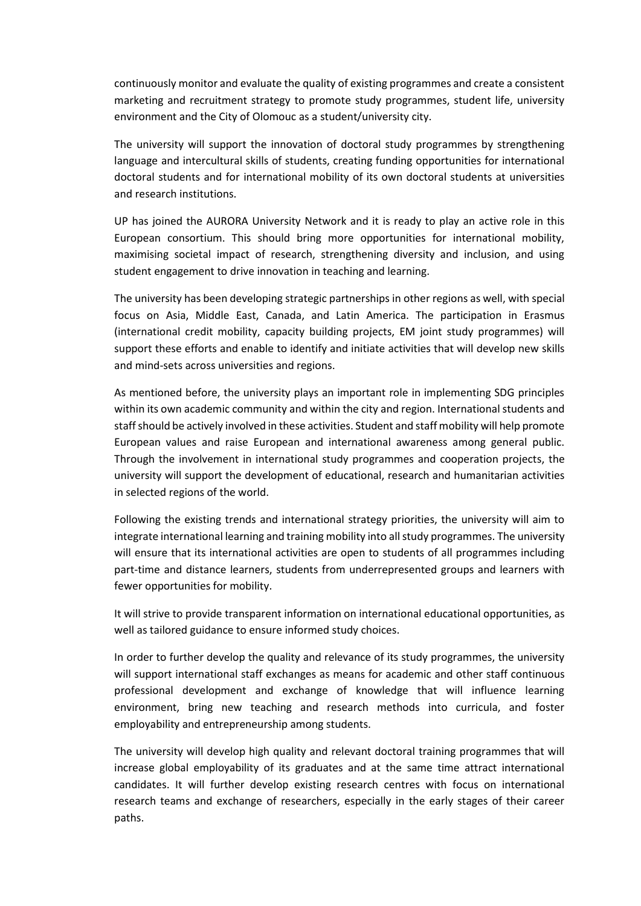continuously monitor and evaluate the quality of existing programmes and create a consistent marketing and recruitment strategy to promote study programmes, student life, university environment and the City of Olomouc as a student/university city.

The university will support the innovation of doctoral study programmes by strengthening language and intercultural skills of students, creating funding opportunities for international doctoral students and for international mobility of its own doctoral students at universities and research institutions.

UP has joined the AURORA University Network and it is ready to play an active role in this European consortium. This should bring more opportunities for international mobility, maximising societal impact of research, strengthening diversity and inclusion, and using student engagement to drive innovation in teaching and learning.

The university has been developing strategic partnerships in other regions as well, with special focus on Asia, Middle East, Canada, and Latin America. The participation in Erasmus (international credit mobility, capacity building projects, EM joint study programmes) will support these efforts and enable to identify and initiate activities that will develop new skills and mind-sets across universities and regions.

As mentioned before, the university plays an important role in implementing SDG principles within its own academic community and within the city and region. International students and staff should be actively involved in these activities. Student and staff mobility will help promote European values and raise European and international awareness among general public. Through the involvement in international study programmes and cooperation projects, the university will support the development of educational, research and humanitarian activities in selected regions of the world.

Following the existing trends and international strategy priorities, the university will aim to integrate international learning and training mobility into all study programmes. The university will ensure that its international activities are open to students of all programmes including part-time and distance learners, students from underrepresented groups and learners with fewer opportunities for mobility.

It will strive to provide transparent information on international educational opportunities, as well as tailored guidance to ensure informed study choices.

In order to further develop the quality and relevance of its study programmes, the university will support international staff exchanges as means for academic and other staff continuous professional development and exchange of knowledge that will influence learning environment, bring new teaching and research methods into curricula, and foster employability and entrepreneurship among students.

The university will develop high quality and relevant doctoral training programmes that will increase global employability of its graduates and at the same time attract international candidates. It will further develop existing research centres with focus on international research teams and exchange of researchers, especially in the early stages of their career paths.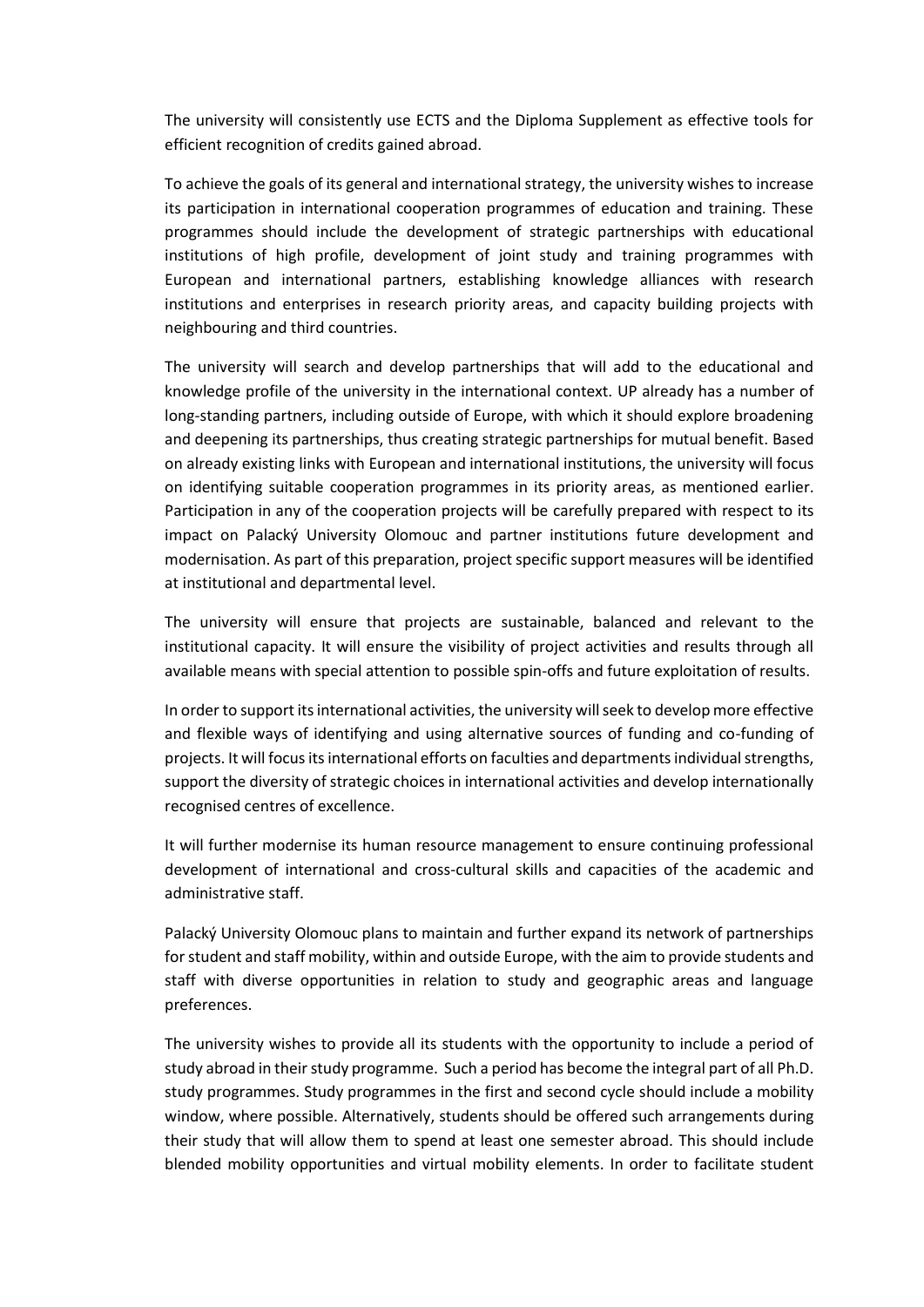The university will consistently use ECTS and the Diploma Supplement as effective tools for efficient recognition of credits gained abroad.

To achieve the goals of its general and international strategy, the university wishes to increase its participation in international cooperation programmes of education and training. These programmes should include the development of strategic partnerships with educational institutions of high profile, development of joint study and training programmes with European and international partners, establishing knowledge alliances with research institutions and enterprises in research priority areas, and capacity building projects with neighbouring and third countries.

The university will search and develop partnerships that will add to the educational and knowledge profile of the university in the international context. UP already has a number of long-standing partners, including outside of Europe, with which it should explore broadening and deepening its partnerships, thus creating strategic partnerships for mutual benefit. Based on already existing links with European and international institutions, the university will focus on identifying suitable cooperation programmes in its priority areas, as mentioned earlier. Participation in any of the cooperation projects will be carefully prepared with respect to its impact on Palacký University Olomouc and partner institutions future development and modernisation. As part of this preparation, project specific support measures will be identified at institutional and departmental level.

The university will ensure that projects are sustainable, balanced and relevant to the institutional capacity. It will ensure the visibility of project activities and results through all available means with special attention to possible spin-offs and future exploitation of results.

In order to support its international activities, the university will seek to develop more effective and flexible ways of identifying and using alternative sources of funding and co-funding of projects. It will focus its international efforts on faculties and departments individual strengths, support the diversity of strategic choices in international activities and develop internationally recognised centres of excellence.

It will further modernise its human resource management to ensure continuing professional development of international and cross-cultural skills and capacities of the academic and administrative staff.

Palacký University Olomouc plans to maintain and further expand its network of partnerships for student and staff mobility, within and outside Europe, with the aim to provide students and staff with diverse opportunities in relation to study and geographic areas and language preferences.

The university wishes to provide all its students with the opportunity to include a period of study abroad in their study programme. Such a period has become the integral part of all Ph.D. study programmes. Study programmes in the first and second cycle should include a mobility window, where possible. Alternatively, students should be offered such arrangements during their study that will allow them to spend at least one semester abroad. This should include blended mobility opportunities and virtual mobility elements. In order to facilitate student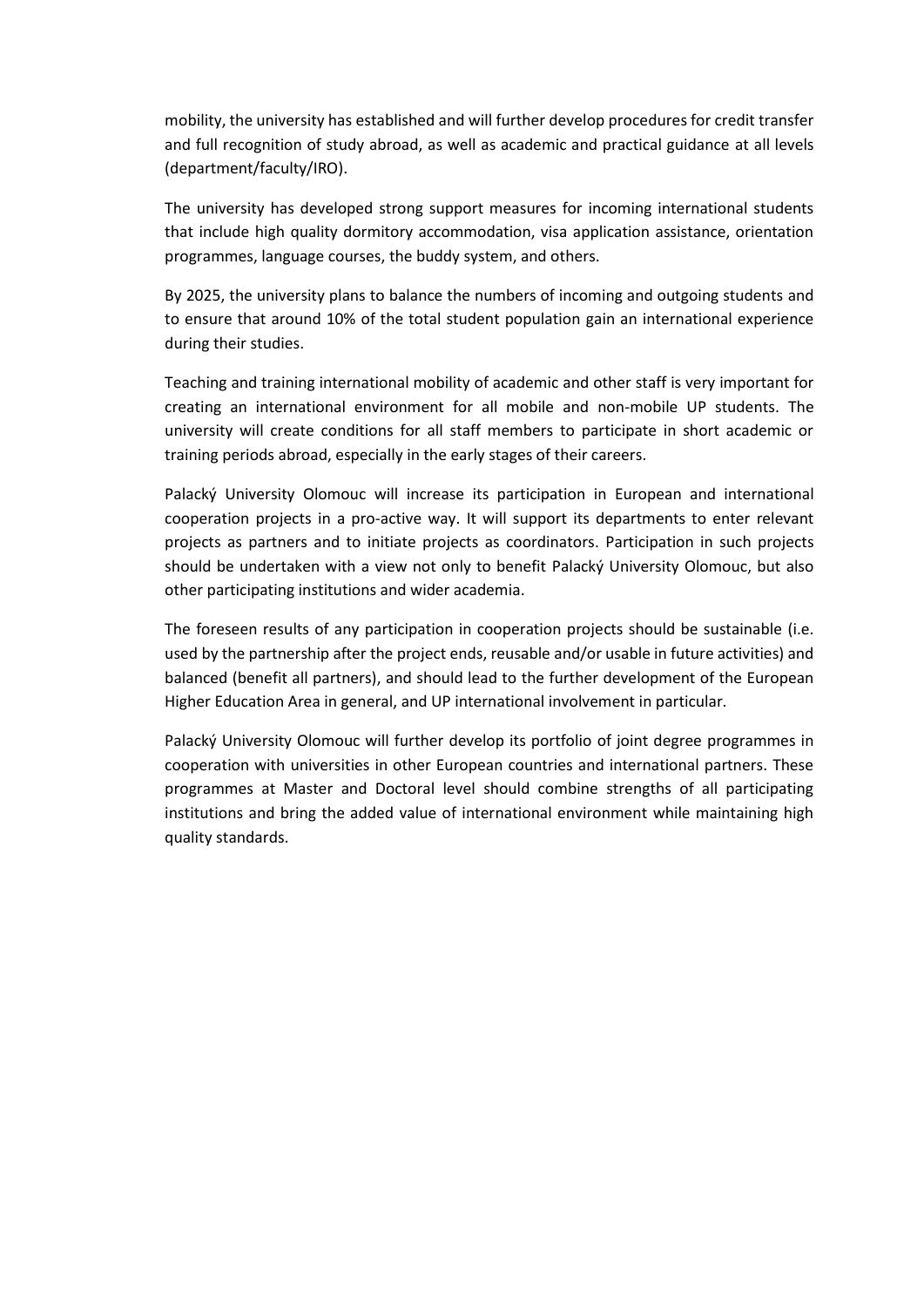mobility, the university has established and will further develop procedures for credit transfer and full recognition of study abroad, as well as academic and practical guidance at all levels (department/faculty/IRO).

The university has developed strong support measures for incoming international students that include high quality dormitory accommodation, visa application assistance, orientation programmes, language courses, the buddy system, and others.

By 2025, the university plans to balance the numbers of incoming and outgoing students and to ensure that around 10% of the total student population gain an international experience during their studies.

Teaching and training international mobility of academic and other staff is very important for creating an international environment for all mobile and non-mobile UP students. The university will create conditions for all staff members to participate in short academic or training periods abroad, especially in the early stages of their careers.

Palacký University Olomouc will increase its participation in European and international cooperation projects in a pro-active way. It will support its departments to enter relevant projects as partners and to initiate projects as coordinators. Participation in such projects should be undertaken with a view not only to benefit Palacký University Olomouc, but also other participating institutions and wider academia.

The foreseen results of any participation in cooperation projects should be sustainable (i.e. used by the partnership after the project ends, reusable and/or usable in future activities) and balanced (benefit all partners), and should lead to the further development of the European Higher Education Area in general, and UP international involvement in particular.

Palacký University Olomouc will further develop its portfolio of joint degree programmes in cooperation with universities in other European countries and international partners. These programmes at Master and Doctoral level should combine strengths of all participating institutions and bring the added value of international environment while maintaining high quality standards.